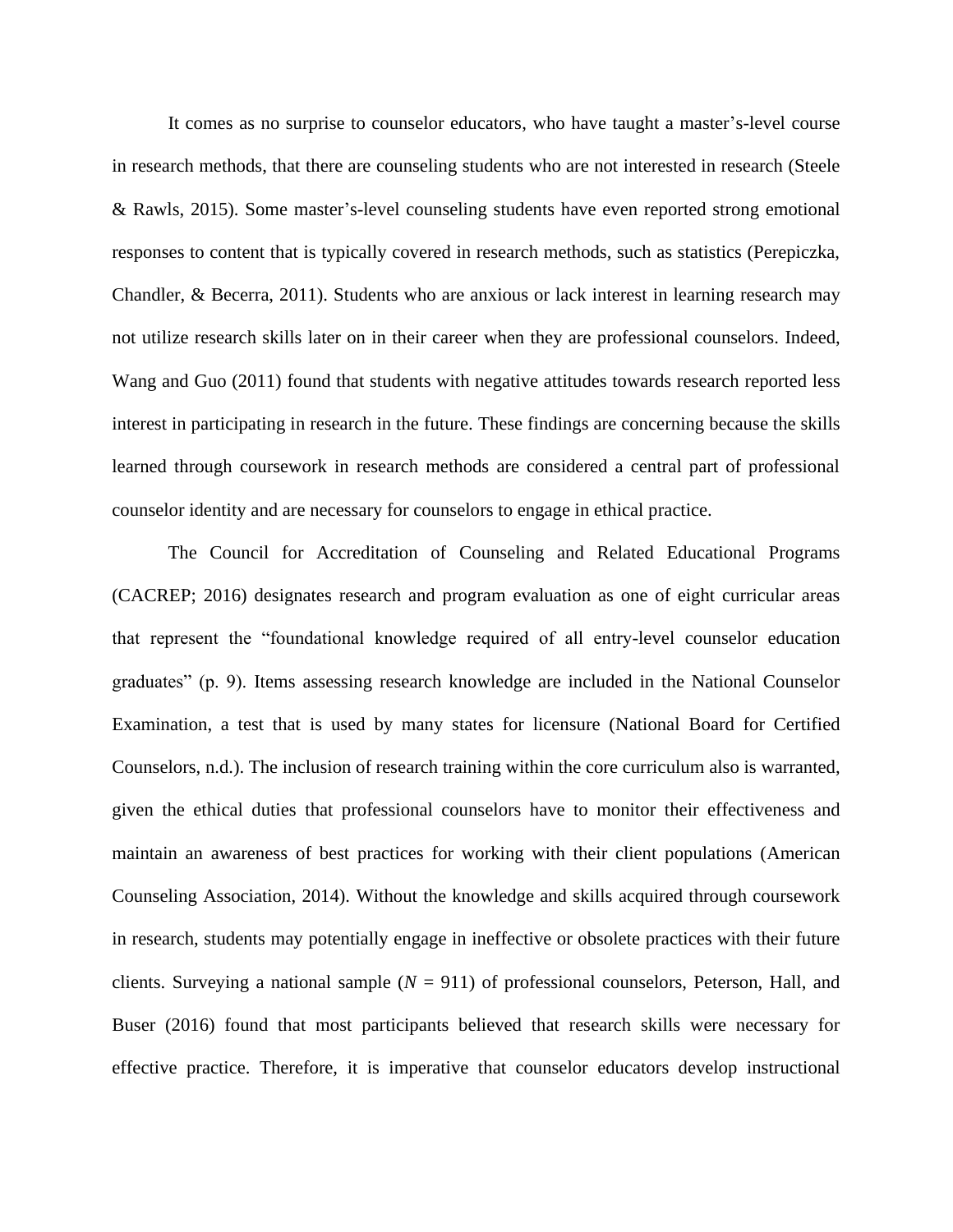It comes as no surprise to counselor educators, who have taught a master's-level course in research methods, that there are counseling students who are not interested in research (Steele & Rawls, 2015). Some master's-level counseling students have even reported strong emotional responses to content that is typically covered in research methods, such as statistics (Perepiczka, Chandler, & Becerra, 2011). Students who are anxious or lack interest in learning research may not utilize research skills later on in their career when they are professional counselors. Indeed, Wang and Guo (2011) found that students with negative attitudes towards research reported less interest in participating in research in the future. These findings are concerning because the skills learned through coursework in research methods are considered a central part of professional counselor identity and are necessary for counselors to engage in ethical practice.

The Council for Accreditation of Counseling and Related Educational Programs (CACREP; 2016) designates research and program evaluation as one of eight curricular areas that represent the "foundational knowledge required of all entry-level counselor education graduates" (p. 9). Items assessing research knowledge are included in the National Counselor Examination, a test that is used by many states for licensure (National Board for Certified Counselors, n.d.). The inclusion of research training within the core curriculum also is warranted, given the ethical duties that professional counselors have to monitor their effectiveness and maintain an awareness of best practices for working with their client populations (American Counseling Association, 2014). Without the knowledge and skills acquired through coursework in research, students may potentially engage in ineffective or obsolete practices with their future clients. Surveying a national sample ($N$ = 911) of professional counselors, Peterson, Hall, and Buser (2016) found that most participants believed that research skills were necessary for effective practice. Therefore, it is imperative that counselor educators develop instructional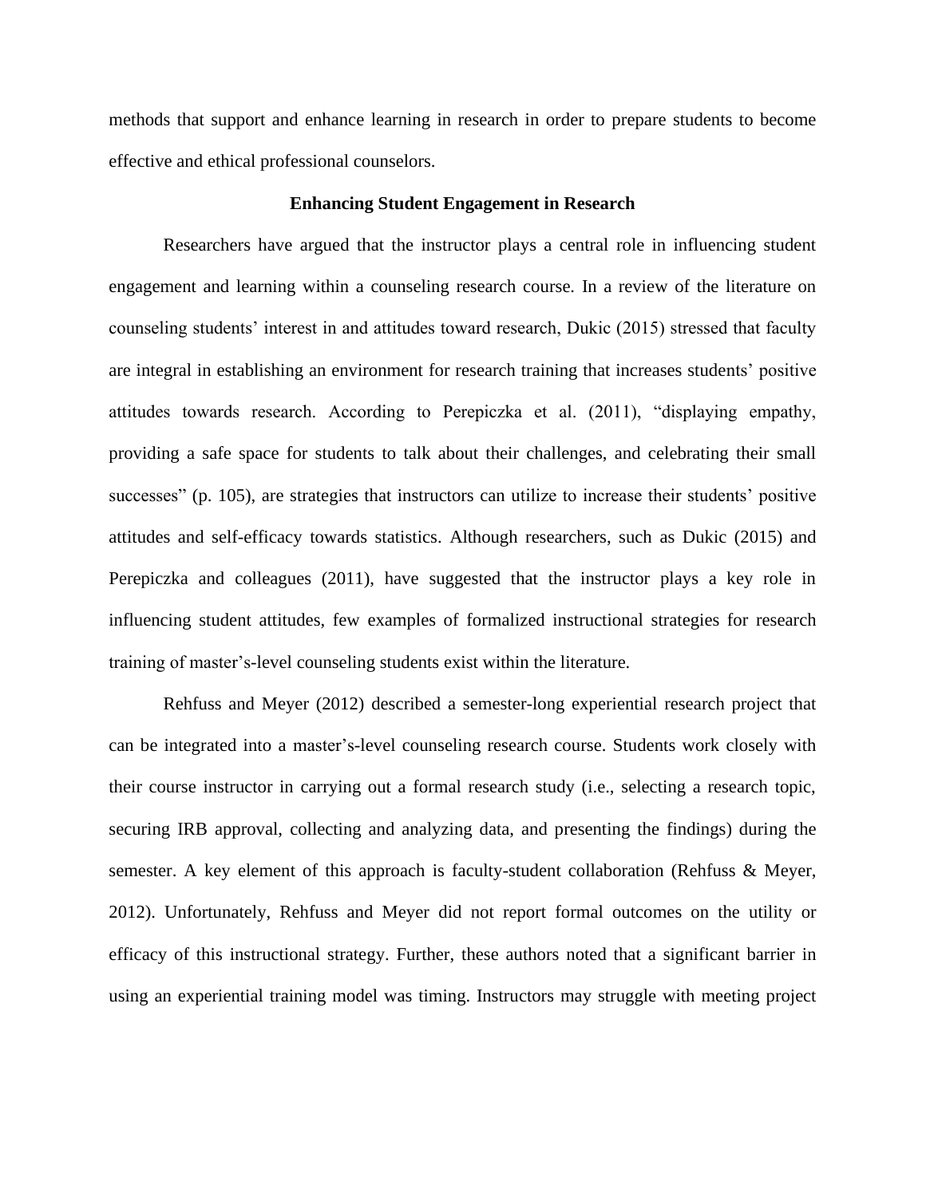methods that support and enhance learning in research in order to prepare students to become effective and ethical professional counselors.

## Enhancing Student Engagement in Research

Researchers have argued that the instructor plays a central role in influencing student engagement and learning within a counseling research course. In a review of the literature on counseling students' interest in and attitudes toward research, Dukic (2015) stressed that faculty are integral in establishing an environment for research training that increases students' positive attitudes towards research. According to Perepiczka et al. (2011), "displaying empathy, providing a safe space for students to talk about their challenges, and celebrating their small successes" (p. 105), are strategies that instructors can utilize to increase their students' positive attitudes and self-efficacy towards statistics. Although researchers, such as Dukic (2015) and Perepiczka and colleagues (2011), have suggested that the instructor plays a key role in influencing student attitudes, few examples of formalized instructional strategies for research training of master's-level counseling students exist within the literature.

Rehfuss and Meyer (2012) described a semester-long experiential research project that can be integrated into a master's-level counseling research course. Students work closely with their course instructor in carrying out a formal research study (i.e., selecting a research topic, securing IRB approval, collecting and analyzing data, and presenting the findings) during the semester. A key element of this approach is faculty-student collaboration (Rehfuss & Meyer, 2012). Unfortunately, Rehfuss and Meyer did not report formal outcomes on the utility or efficacy of this instructional strategy. Further, these authors noted that a significant barrier in using an experiential training model was timing. Instructors may struggle with meeting project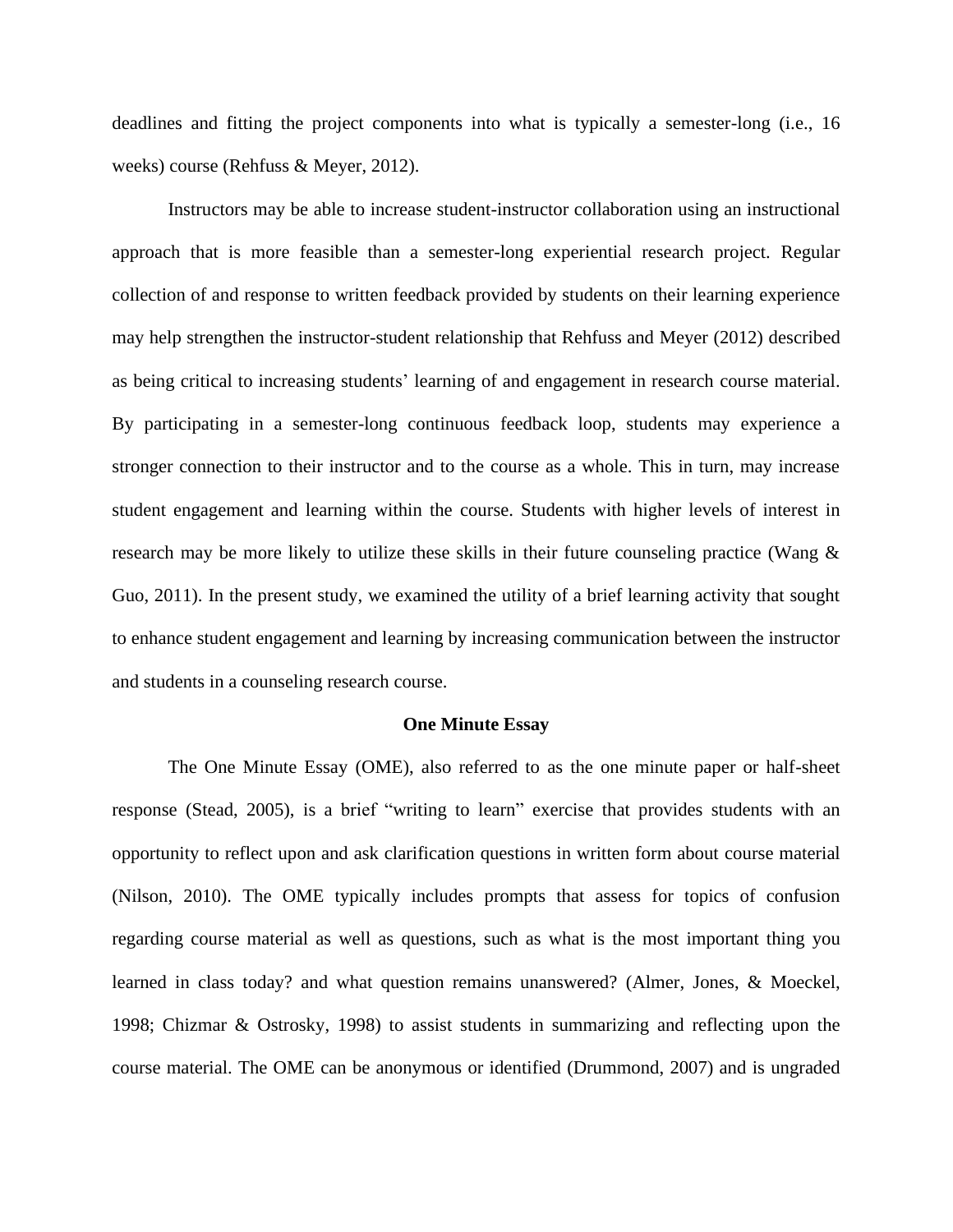deadlines and fitting the project components into what is typically a semester-long (i.e., 16 weeks) course (Rehfuss & Meyer, 2012).

Instructors may be able to increase student-instructor collaboration using an instructional approach that is more feasible than a semester-long experiential research project. Regular collection of and response to written feedback provided by students on their learning experience may help strengthen the instructor-student relationship that Rehfuss and Meyer (2012) described as being critical to increasing students' learning of and engagement in research course material. By participating in a semester-long continuous feedback loop, students may experience a stronger connection to their instructor and to the course as a whole. This in turn, may increase student engagement and learning within the course. Students with higher levels of interest in research may be more likely to utilize these skills in their future counseling practice (Wang & Guo, 2011). In the present study, we examined the utility of a brief learning activity that sought to enhance student engagement and learning by increasing communication between the instructor and students in a counseling research course.

## One Minute Essay

The One Minute Essay (OME), also referred to as the one minute paper or half-sheet response (Stead, 2005), is a brief "writing to learn" exercise that provides students with an opportunity to reflect upon and ask clarification questions in written form about course material (Nilson, 2010). The OME typically includes prompts that assess for topics of confusion regarding course material as well as questions, such as what is the most important thing you learned in class today? and what question remains unanswered? (Almer, Jones, & Moeckel, 1998; Chizmar & Ostrosky, 1998) to assist students in summarizing and reflecting upon the course material. The OME can be anonymous or identified (Drummond, 2007) and is ungraded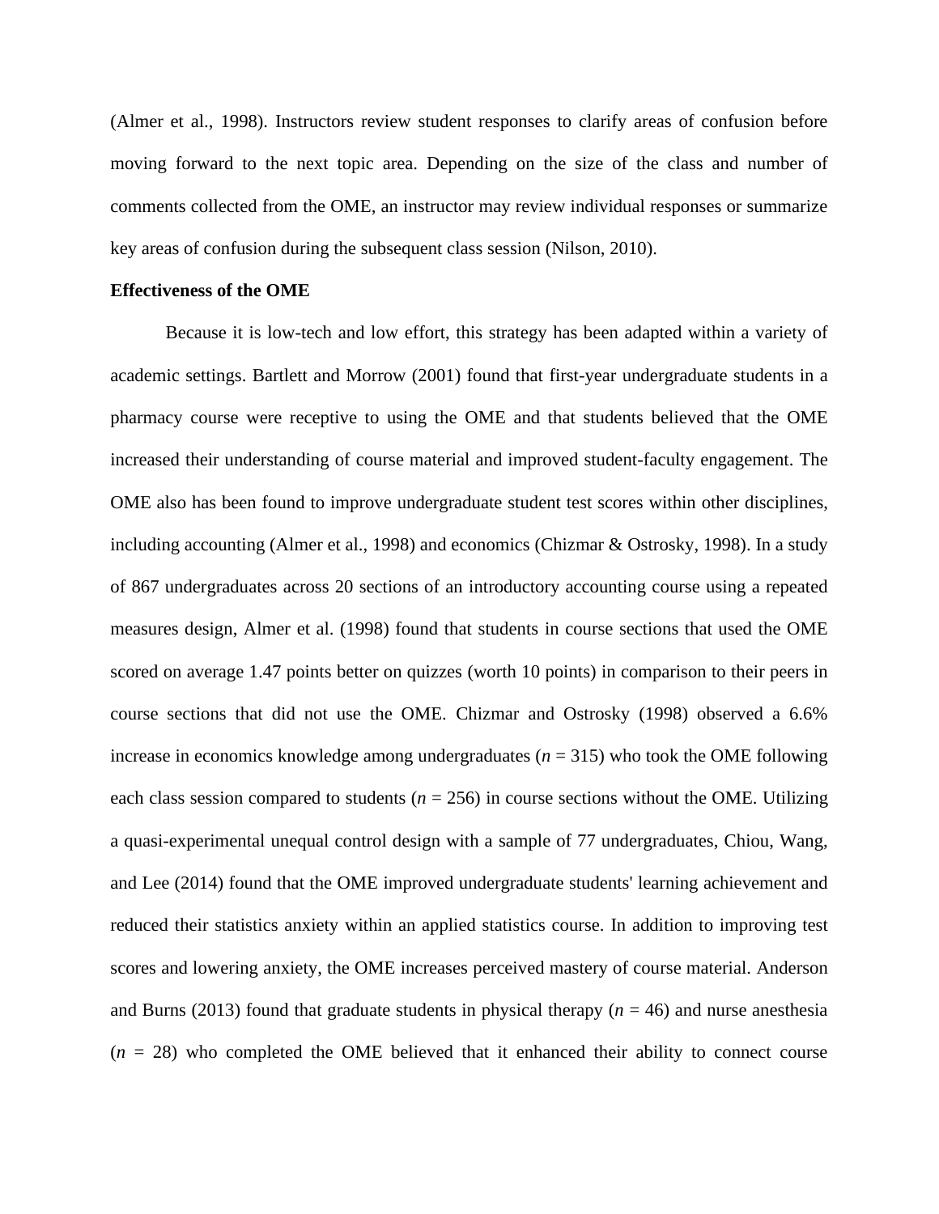(Almer et al., 1998). Instructors review student responses to clarify areas of confusion before moving forward to the next topic area. Depending on the size of the class and number of comments collected from the OME, an instructor may review individual responses or summarize key areas of confusion during the subsequent class session (Nilson, 2010).

**Effectiveness of the OME**

Because it is low-tech and low effort, this strategy has been adapted within a variety of academic settings. Bartlett and Morrow (2001) found that first-year undergraduate students in a pharmacy course were receptive to using the OME and that students believed that the OME increased their understanding of course material and improved student-faculty engagement. The OME also has been found to improve undergraduate student test scores within other disciplines, including accounting (Almer et al., 1998) and economics (Chizmar & Ostrosky, 1998). In a study of 867 undergraduates across 20 sections of an introductory accounting course using a repeated measures design, Almer et al. (1998) found that students in course sections that used the OME scored on average 1.47 points better on quizzes (worth 10 points) in comparison to their peers in course sections that did not use the OME. Chizmar and Ostrosky (1998) observed a 6.6% increase in economics knowledge among undergraduates ($n$ = 315) who took the OME following each class session compared to students ($n$ = 256) in course sections without the OME. Utilizing a quasi-experimental unequal control design with a sample of 77 undergraduates, Chiou, Wang, and Lee (2014) found that the OME improved undergraduate students' learning achievement and reduced their statistics anxiety within an applied statistics course. In addition to improving test scores and lowering anxiety, the OME increases perceived mastery of course material. Anderson and Burns (2013) found that graduate students in physical therapy ($n$ = 46) and nurse anesthesia ($n$ = 28) who completed the OME believed that it enhanced their ability to connect course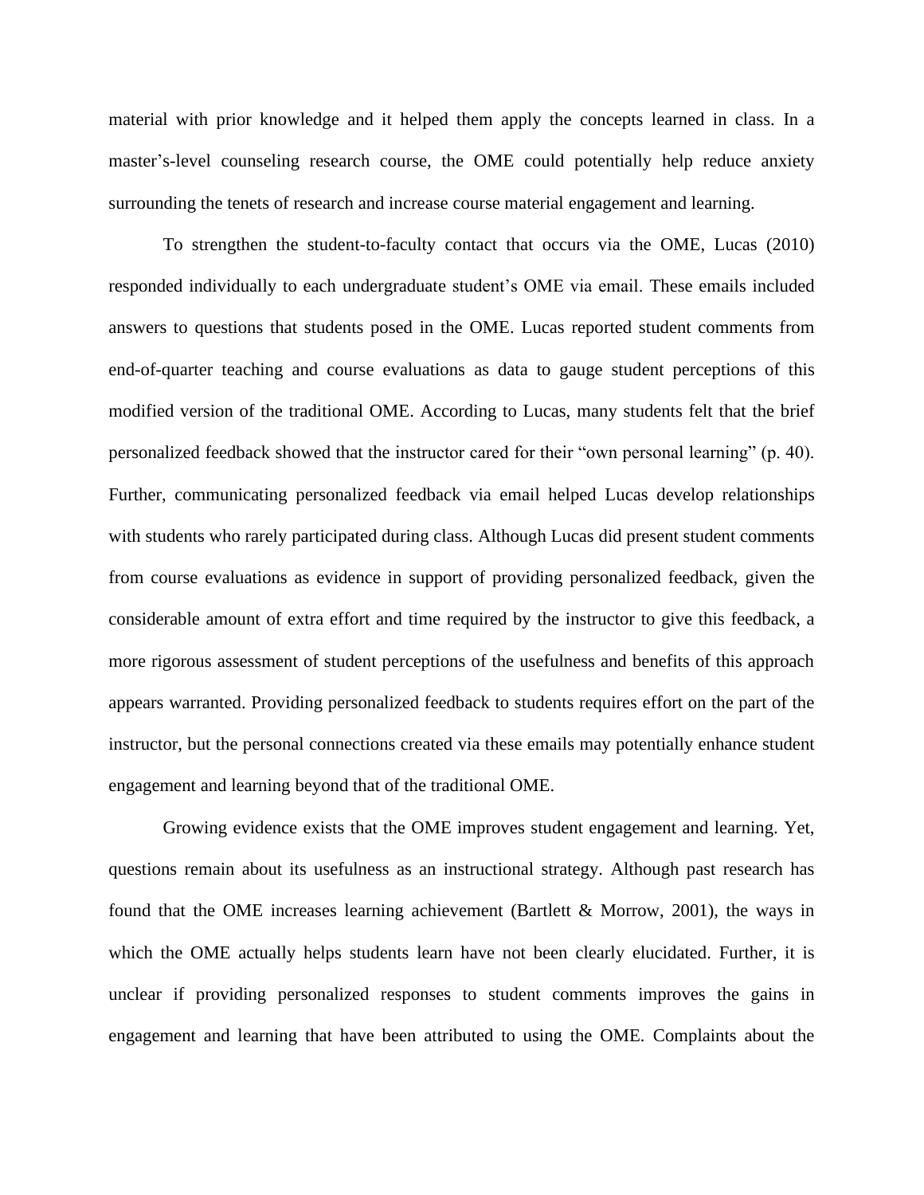material with prior knowledge and it helped them apply the concepts learned in class. In a master's-level counseling research course, the OME could potentially help reduce anxiety surrounding the tenets of research and increase course material engagement and learning.

To strengthen the student-to-faculty contact that occurs via the OME, Lucas (2010) responded individually to each undergraduate student's OME via email. These emails included answers to questions that students posed in the OME. Lucas reported student comments from end-of-quarter teaching and course evaluations as data to gauge student perceptions of this modified version of the traditional OME. According to Lucas, many students felt that the brief personalized feedback showed that the instructor cared for their "own personal learning" (p. 40). Further, communicating personalized feedback via email helped Lucas develop relationships with students who rarely participated during class. Although Lucas did present student comments from course evaluations as evidence in support of providing personalized feedback, given the considerable amount of extra effort and time required by the instructor to give this feedback, a more rigorous assessment of student perceptions of the usefulness and benefits of this approach appears warranted. Providing personalized feedback to students requires effort on the part of the instructor, but the personal connections created via these emails may potentially enhance student engagement and learning beyond that of the traditional OME.

Growing evidence exists that the OME improves student engagement and learning. Yet, questions remain about its usefulness as an instructional strategy. Although past research has found that the OME increases learning achievement (Bartlett & Morrow, 2001), the ways in which the OME actually helps students learn have not been clearly elucidated. Further, it is unclear if providing personalized responses to student comments improves the gains in engagement and learning that have been attributed to using the OME. Complaints about the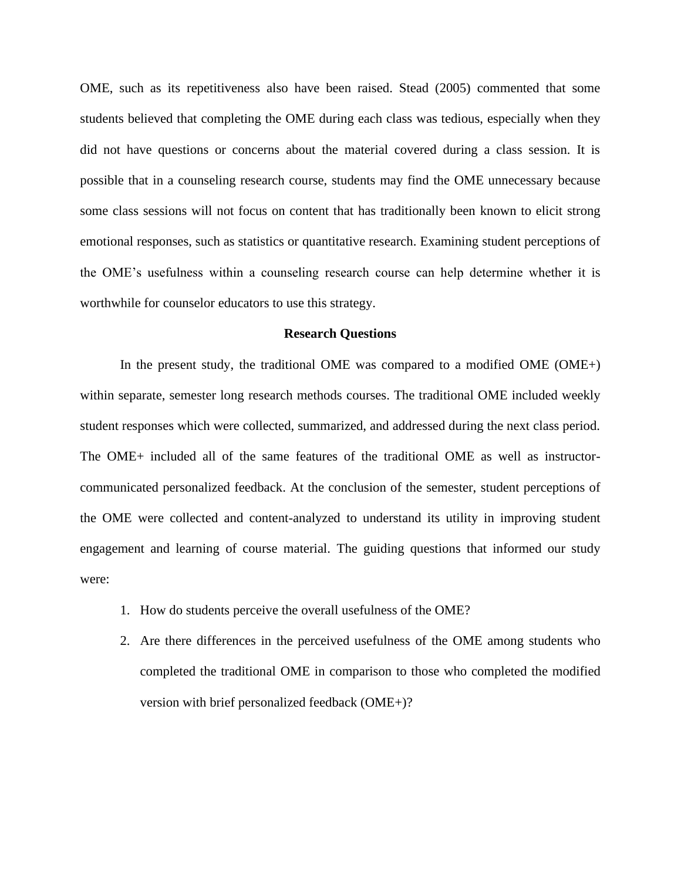OME, such as its repetitiveness also have been raised. Stead (2005) commented that some students believed that completing the OME during each class was tedious, especially when they did not have questions or concerns about the material covered during a class session. It is possible that in a counseling research course, students may find the OME unnecessary because some class sessions will not focus on content that has traditionally been known to elicit strong emotional responses, such as statistics or quantitative research. Examining student perceptions of the OME's usefulness within a counseling research course can help determine whether it is worthwhile for counselor educators to use this strategy.

## Research Questions

In the present study, the traditional OME was compared to a modified OME (OME+) within separate, semester long research methods courses. The traditional OME included weekly student responses which were collected, summarized, and addressed during the next class period. The OME+ included all of the same features of the traditional OME as well as instructor-communicated personalized feedback. At the conclusion of the semester, student perceptions of the OME were collected and content-analyzed to understand its utility in improving student engagement and learning of course material. The guiding questions that informed our study were:

1. How do students perceive the overall usefulness of the OME?
2. Are there differences in the perceived usefulness of the OME among students who completed the traditional OME in comparison to those who completed the modified version with brief personalized feedback (OME+)?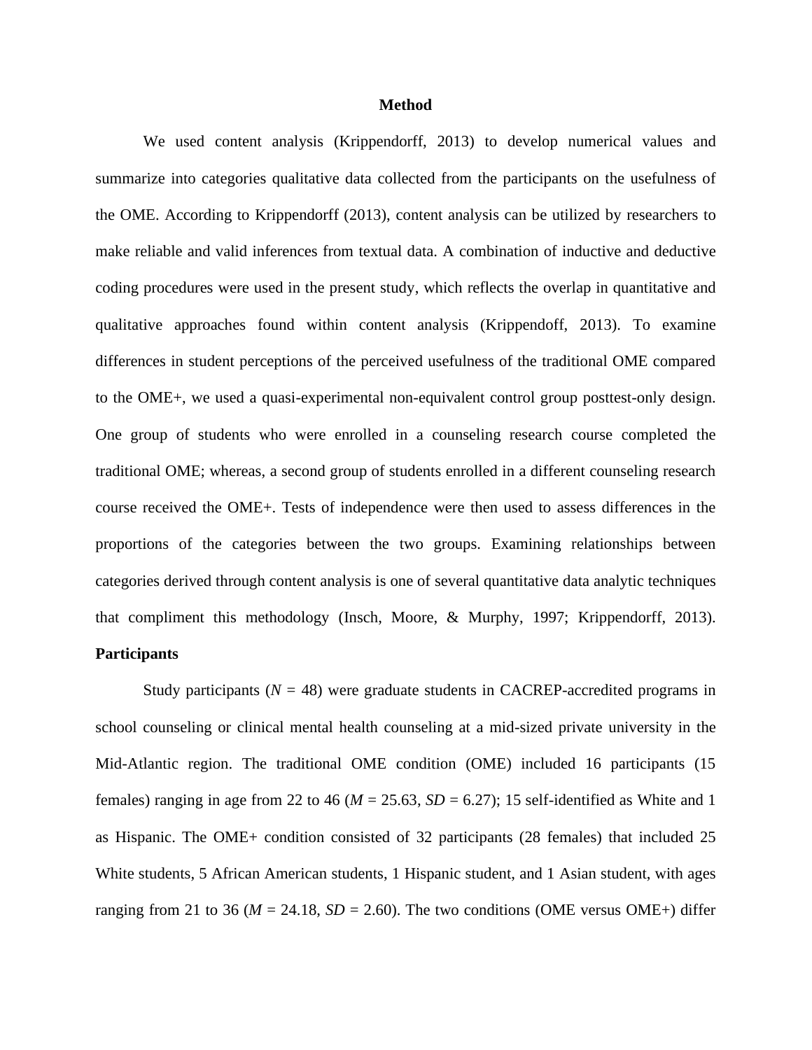# Method

We used content analysis (Krippendorff, 2013) to develop numerical values and summarize into categories qualitative data collected from the participants on the usefulness of the OME. According to Krippendorff (2013), content analysis can be utilized by researchers to make reliable and valid inferences from textual data. A combination of inductive and deductive coding procedures were used in the present study, which reflects the overlap in quantitative and qualitative approaches found within content analysis (Krippendorff, 2013). To examine differences in student perceptions of the perceived usefulness of the traditional OME compared to the OME+, we used a quasi-experimental non-equivalent control group posttest-only design. One group of students who were enrolled in a counseling research course completed the traditional OME; whereas, a second group of students enrolled in a different counseling research course received the OME+. Tests of independence were then used to assess differences in the proportions of the categories between the two groups. Examining relationships between categories derived through content analysis is one of several quantitative data analytic techniques that compliment this methodology (Insch, Moore, & Murphy, 1997; Krippendorff, 2013).

## Participants

Study participants (*N* = 48) were graduate students in CACREP-accredited programs in school counseling or clinical mental health counseling at a mid-sized private university in the Mid-Atlantic region. The traditional OME condition (OME) included 16 participants (15 females) ranging in age from 22 to 46 (*M* = 25.63, *SD* = 6.27); 15 self-identified as White and 1 as Hispanic. The OME+ condition consisted of 32 participants (28 females) that included 25 White students, 5 African American students, 1 Hispanic student, and 1 Asian student, with ages ranging from 21 to 36 (*M* = 24.18, *SD* = 2.60). The two conditions (OME versus OME+) differ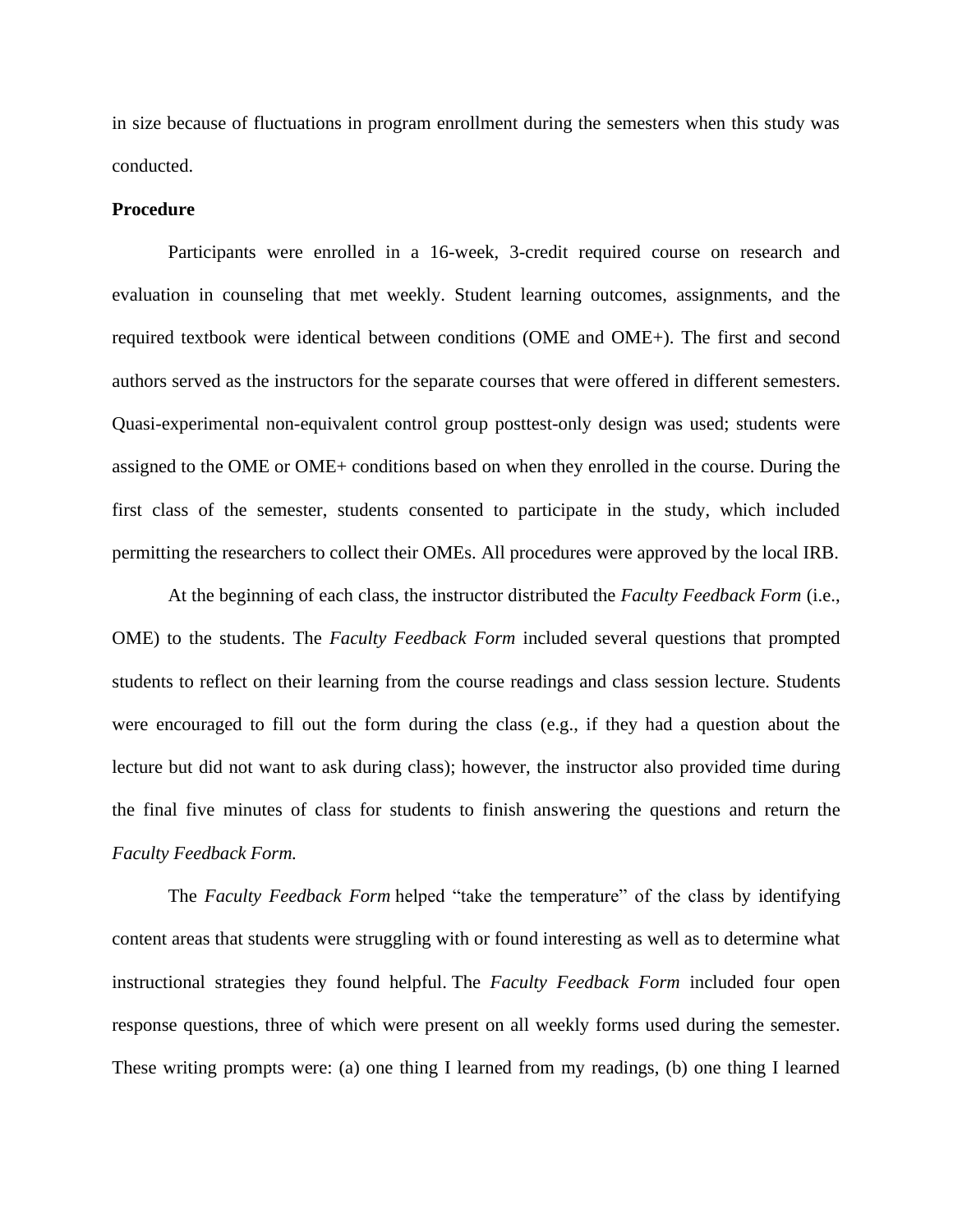in size because of fluctuations in program enrollment during the semesters when this study was conducted.

**Procedure**

Participants were enrolled in a 16-week, 3-credit required course on research and evaluation in counseling that met weekly. Student learning outcomes, assignments, and the required textbook were identical between conditions (OME and OME+). The first and second authors served as the instructors for the separate courses that were offered in different semesters. Quasi-experimental non-equivalent control group posttest-only design was used; students were assigned to the OME or OME+ conditions based on when they enrolled in the course. During the first class of the semester, students consented to participate in the study, which included permitting the researchers to collect their OMEs. All procedures were approved by the local IRB.

At the beginning of each class, the instructor distributed the *Faculty Feedback Form* (i.e., OME) to the students. The *Faculty Feedback Form* included several questions that prompted students to reflect on their learning from the course readings and class session lecture. Students were encouraged to fill out the form during the class (e.g., if they had a question about the lecture but did not want to ask during class); however, the instructor also provided time during the final five minutes of class for students to finish answering the questions and return the *Faculty Feedback Form.*

The *Faculty Feedback Form* helped "take the temperature" of the class by identifying content areas that students were struggling with or found interesting as well as to determine what instructional strategies they found helpful. The *Faculty Feedback Form* included four open response questions, three of which were present on all weekly forms used during the semester. These writing prompts were: (a) one thing I learned from my readings, (b) one thing I learned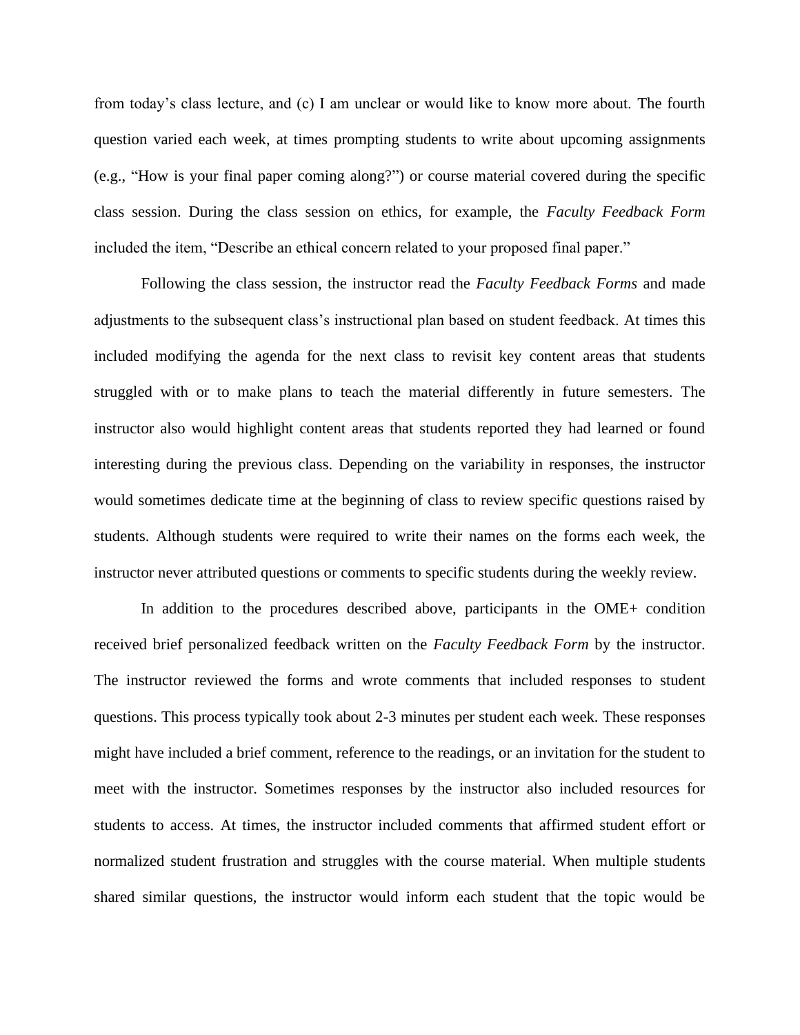from today's class lecture, and (c) I am unclear or would like to know more about. The fourth question varied each week, at times prompting students to write about upcoming assignments (e.g., "How is your final paper coming along?") or course material covered during the specific class session. During the class session on ethics, for example, the *Faculty Feedback Form* included the item, "Describe an ethical concern related to your proposed final paper."

Following the class session, the instructor read the *Faculty Feedback Forms* and made adjustments to the subsequent class's instructional plan based on student feedback. At times this included modifying the agenda for the next class to revisit key content areas that students struggled with or to make plans to teach the material differently in future semesters. The instructor also would highlight content areas that students reported they had learned or found interesting during the previous class. Depending on the variability in responses, the instructor would sometimes dedicate time at the beginning of class to review specific questions raised by students. Although students were required to write their names on the forms each week, the instructor never attributed questions or comments to specific students during the weekly review.

In addition to the procedures described above, participants in the OME+ condition received brief personalized feedback written on the *Faculty Feedback Form* by the instructor. The instructor reviewed the forms and wrote comments that included responses to student questions. This process typically took about 2-3 minutes per student each week. These responses might have included a brief comment, reference to the readings, or an invitation for the student to meet with the instructor. Sometimes responses by the instructor also included resources for students to access. At times, the instructor included comments that affirmed student effort or normalized student frustration and struggles with the course material. When multiple students shared similar questions, the instructor would inform each student that the topic would be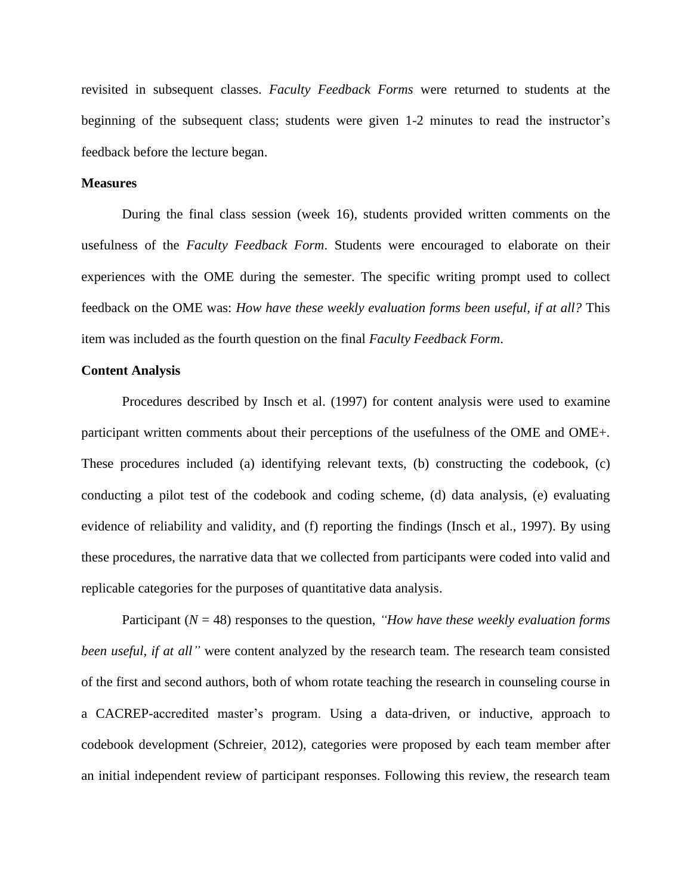revisited in subsequent classes. *Faculty Feedback Forms* were returned to students at the beginning of the subsequent class; students were given 1-2 minutes to read the instructor's feedback before the lecture began.

**Measures**

During the final class session (week 16), students provided written comments on the usefulness of the *Faculty Feedback Form*. Students were encouraged to elaborate on their experiences with the OME during the semester. The specific writing prompt used to collect feedback on the OME was: *How have these weekly evaluation forms been useful, if at all?* This item was included as the fourth question on the final *Faculty Feedback Form*.

**Content Analysis**

Procedures described by Insch et al. (1997) for content analysis were used to examine participant written comments about their perceptions of the usefulness of the OME and OME+. These procedures included (a) identifying relevant texts, (b) constructing the codebook, (c) conducting a pilot test of the codebook and coding scheme, (d) data analysis, (e) evaluating evidence of reliability and validity, and (f) reporting the findings (Insch et al., 1997). By using these procedures, the narrative data that we collected from participants were coded into valid and replicable categories for the purposes of quantitative data analysis.

Participant ($N$ = 48) responses to the question, *"How have these weekly evaluation forms been useful, if at all"* were content analyzed by the research team. The research team consisted of the first and second authors, both of whom rotate teaching the research in counseling course in a CACREP-accredited master's program. Using a data-driven, or inductive, approach to codebook development (Schreier, 2012), categories were proposed by each team member after an initial independent review of participant responses. Following this review, the research team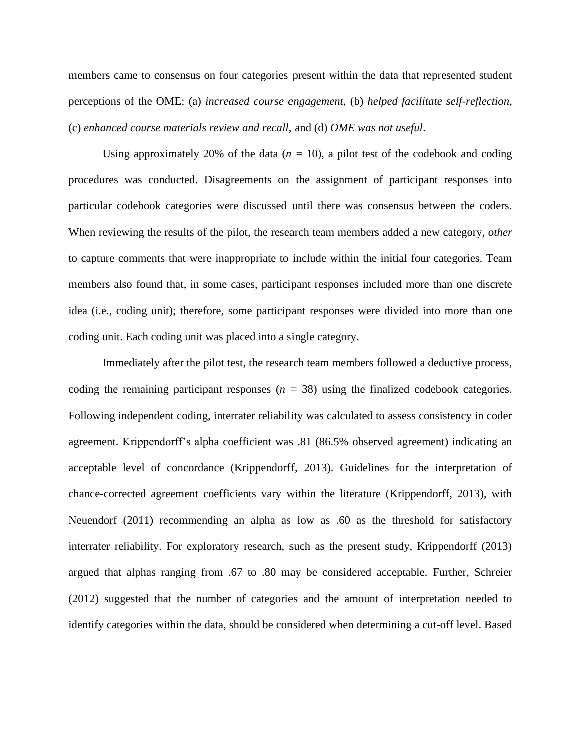members came to consensus on four categories present within the data that represented student perceptions of the OME: (a) *increased course engagement*, (b) *helped facilitate self-reflection*, (c) *enhanced course materials review and recall*, and (d) *OME was not useful*.

Using approximately 20% of the data ($n$ = 10), a pilot test of the codebook and coding procedures was conducted. Disagreements on the assignment of participant responses into particular codebook categories were discussed until there was consensus between the coders. When reviewing the results of the pilot, the research team members added a new category, *other* to capture comments that were inappropriate to include within the initial four categories. Team members also found that, in some cases, participant responses included more than one discrete idea (i.e., coding unit); therefore, some participant responses were divided into more than one coding unit. Each coding unit was placed into a single category.

Immediately after the pilot test, the research team members followed a deductive process, coding the remaining participant responses ($n$ = 38) using the finalized codebook categories. Following independent coding, interrater reliability was calculated to assess consistency in coder agreement. Krippendorff's alpha coefficient was .81 (86.5% observed agreement) indicating an acceptable level of concordance (Krippendorff, 2013). Guidelines for the interpretation of chance-corrected agreement coefficients vary within the literature (Krippendorff, 2013), with Neuendorf (2011) recommending an alpha as low as .60 as the threshold for satisfactory interrater reliability. For exploratory research, such as the present study, Krippendorff (2013) argued that alphas ranging from .67 to .80 may be considered acceptable. Further, Schreier (2012) suggested that the number of categories and the amount of interpretation needed to identify categories within the data, should be considered when determining a cut-off level. Based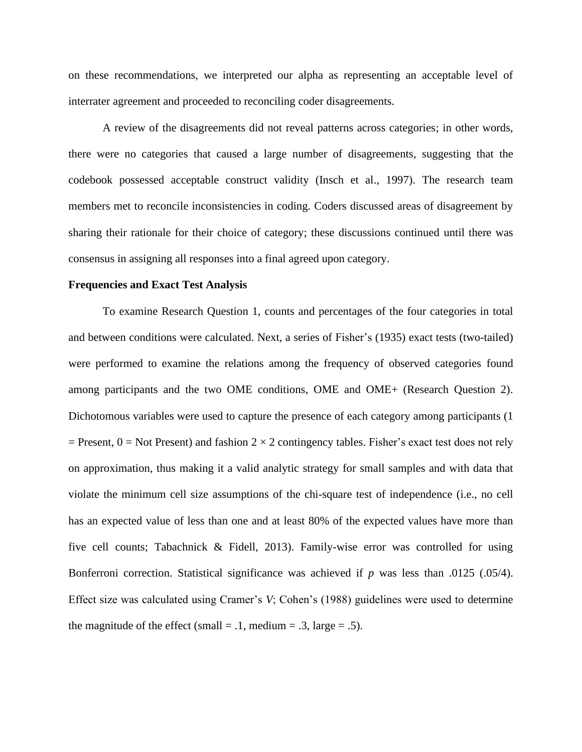on these recommendations, we interpreted our alpha as representing an acceptable level of interrater agreement and proceeded to reconciling coder disagreements.

A review of the disagreements did not reveal patterns across categories; in other words, there were no categories that caused a large number of disagreements, suggesting that the codebook possessed acceptable construct validity (Insch et al., 1997). The research team members met to reconcile inconsistencies in coding. Coders discussed areas of disagreement by sharing their rationale for their choice of category; these discussions continued until there was consensus in assigning all responses into a final agreed upon category.

**Frequencies and Exact Test Analysis**

To examine Research Question 1, counts and percentages of the four categories in total and between conditions were calculated. Next, a series of Fisher's (1935) exact tests (two-tailed) were performed to examine the relations among the frequency of observed categories found among participants and the two OME conditions, OME and OME+ (Research Question 2). Dichotomous variables were used to capture the presence of each category among participants (1 = Present, 0 = Not Present) and fashion $2 \times 2$ contingency tables. Fisher's exact test does not rely on approximation, thus making it a valid analytic strategy for small samples and with data that violate the minimum cell size assumptions of the chi-square test of independence (i.e., no cell has an expected value of less than one and at least 80% of the expected values have more than five cell counts; Tabachnick & Fidell, 2013). Family-wise error was controlled for using Bonferroni correction. Statistical significance was achieved if $p$ was less than .0125 (.05/4). Effect size was calculated using Cramer's $V$; Cohen's (1988) guidelines were used to determine the magnitude of the effect (small = .1, medium = .3, large = .5).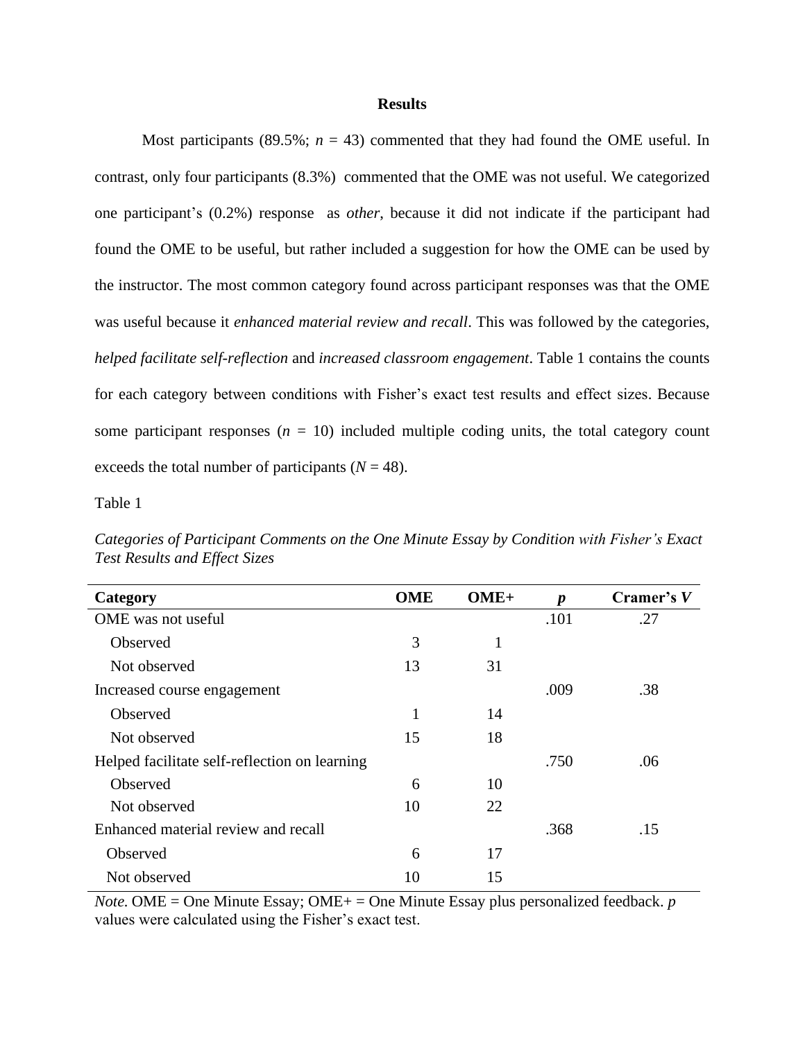## Results

Most participants (89.5%; $n$ = 43) commented that they had found the OME useful. In contrast, only four participants (8.3%) commented that the OME was not useful. We categorized one participant's (0.2%) response as *other*, because it did not indicate if the participant had found the OME to be useful, but rather included a suggestion for how the OME can be used by the instructor. The most common category found across participant responses was that the OME was useful because it *enhanced material review and recall*. This was followed by the categories, *helped facilitate self-reflection* and *increased classroom engagement*. Table 1 contains the counts for each category between conditions with Fisher's exact test results and effect sizes. Because some participant responses ($n$ = 10) included multiple coding units, the total category count exceeds the total number of participants ($N$ = 48).

Table 1

*Categories of Participant Comments on the One Minute Essay by Condition with Fisher's Exact Test Results and Effect Sizes*

| Category | OME | OME+ | $p$ | Cramer's $V$ |
|---|---|---|---|---|
| OME was not useful | | | .101 | .27 |
| Observed | 3 | 1 | | |
| Not observed | 13 | 31 | | |
| Increased course engagement | | | .009 | .38 |
| Observed | 1 | 14 | | |
| Not observed | 15 | 18 | | |
| Helped facilitate self-reflection on learning | | | .750 | .06 |
| Observed | 6 | 10 | | |
| Not observed | 10 | 22 | | |
| Enhanced material review and recall | | | .368 | .15 |
| Observed | 6 | 17 | | |
| Not observed | 10 | 15 | | |

*Note.* OME = One Minute Essay; OME+ = One Minute Essay plus personalized feedback. $p$ values were calculated using the Fisher's exact test.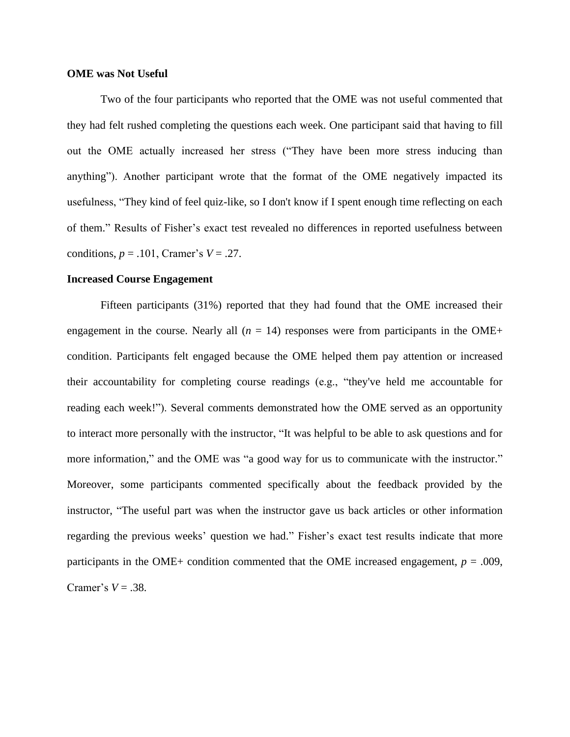**OME was Not Useful**

Two of the four participants who reported that the OME was not useful commented that they had felt rushed completing the questions each week. One participant said that having to fill out the OME actually increased her stress ("They have been more stress inducing than anything"). Another participant wrote that the format of the OME negatively impacted its usefulness, "They kind of feel quiz-like, so I don't know if I spent enough time reflecting on each of them." Results of Fisher's exact test revealed no differences in reported usefulness between conditions, $p = .101$, Cramer's $V = .27$.

**Increased Course Engagement**

Fifteen participants (31%) reported that they had found that the OME increased their engagement in the course. Nearly all ($n = 14$) responses were from participants in the OME+ condition. Participants felt engaged because the OME helped them pay attention or increased their accountability for completing course readings (e.g., "they've held me accountable for reading each week!"). Several comments demonstrated how the OME served as an opportunity to interact more personally with the instructor, "It was helpful to be able to ask questions and for more information," and the OME was "a good way for us to communicate with the instructor." Moreover, some participants commented specifically about the feedback provided by the instructor, "The useful part was when the instructor gave us back articles or other information regarding the previous weeks' question we had." Fisher's exact test results indicate that more participants in the OME+ condition commented that the OME increased engagement, $p = .009$, Cramer's $V = .38$.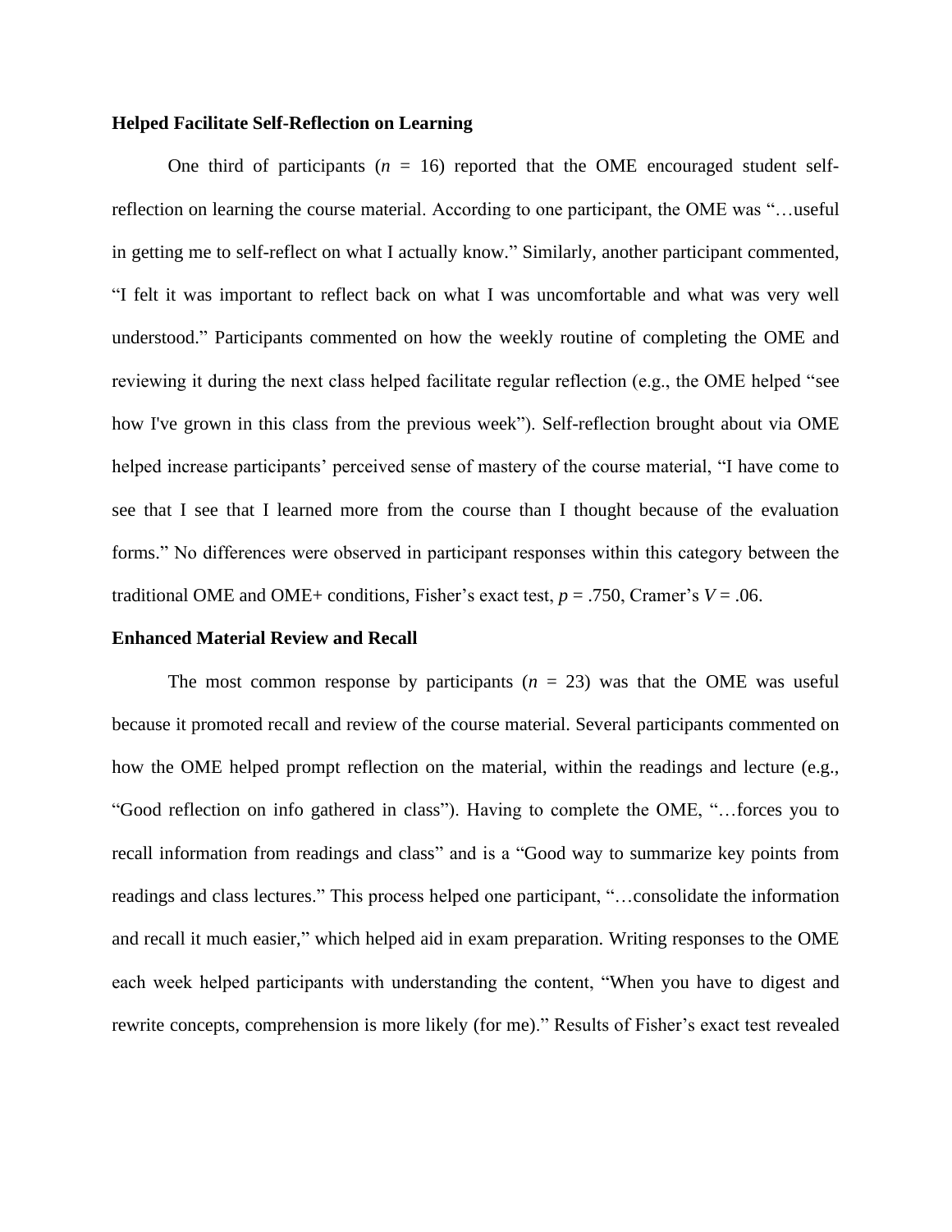**Helped Facilitate Self-Reflection on Learning**

One third of participants ($n$ = 16) reported that the OME encouraged student self-reflection on learning the course material. According to one participant, the OME was "…useful in getting me to self-reflect on what I actually know." Similarly, another participant commented, "I felt it was important to reflect back on what I was uncomfortable and what was very well understood." Participants commented on how the weekly routine of completing the OME and reviewing it during the next class helped facilitate regular reflection (e.g., the OME helped "see how I've grown in this class from the previous week"). Self-reflection brought about via OME helped increase participants' perceived sense of mastery of the course material, "I have come to see that I see that I learned more from the course than I thought because of the evaluation forms." No differences were observed in participant responses within this category between the traditional OME and OME+ conditions, Fisher's exact test, $p$ = .750, Cramer's $V$ = .06.

**Enhanced Material Review and Recall**

The most common response by participants ($n$ = 23) was that the OME was useful because it promoted recall and review of the course material. Several participants commented on how the OME helped prompt reflection on the material, within the readings and lecture (e.g., "Good reflection on info gathered in class"). Having to complete the OME, "…forces you to recall information from readings and class" and is a "Good way to summarize key points from readings and class lectures." This process helped one participant, "…consolidate the information and recall it much easier," which helped aid in exam preparation. Writing responses to the OME each week helped participants with understanding the content, "When you have to digest and rewrite concepts, comprehension is more likely (for me)." Results of Fisher's exact test revealed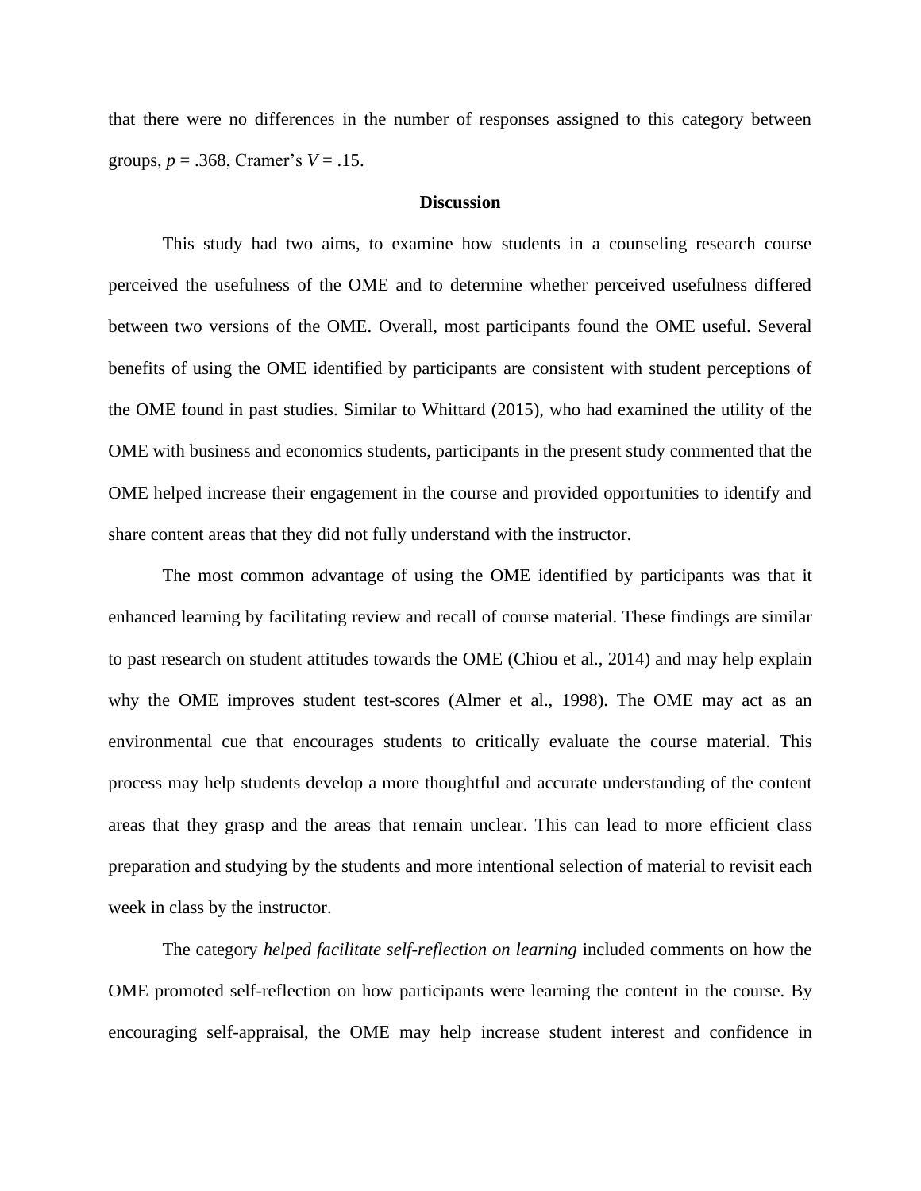that there were no differences in the number of responses assigned to this category between groups, $p = .368$, Cramer's $V = .15$.

## Discussion

This study had two aims, to examine how students in a counseling research course perceived the usefulness of the OME and to determine whether perceived usefulness differed between two versions of the OME. Overall, most participants found the OME useful. Several benefits of using the OME identified by participants are consistent with student perceptions of the OME found in past studies. Similar to Whittard (2015), who had examined the utility of the OME with business and economics students, participants in the present study commented that the OME helped increase their engagement in the course and provided opportunities to identify and share content areas that they did not fully understand with the instructor.

The most common advantage of using the OME identified by participants was that it enhanced learning by facilitating review and recall of course material. These findings are similar to past research on student attitudes towards the OME (Chiou et al., 2014) and may help explain why the OME improves student test-scores (Almer et al., 1998). The OME may act as an environmental cue that encourages students to critically evaluate the course material. This process may help students develop a more thoughtful and accurate understanding of the content areas that they grasp and the areas that remain unclear. This can lead to more efficient class preparation and studying by the students and more intentional selection of material to revisit each week in class by the instructor.

The category *helped facilitate self-reflection on learning* included comments on how the OME promoted self-reflection on how participants were learning the content in the course. By encouraging self-appraisal, the OME may help increase student interest and confidence in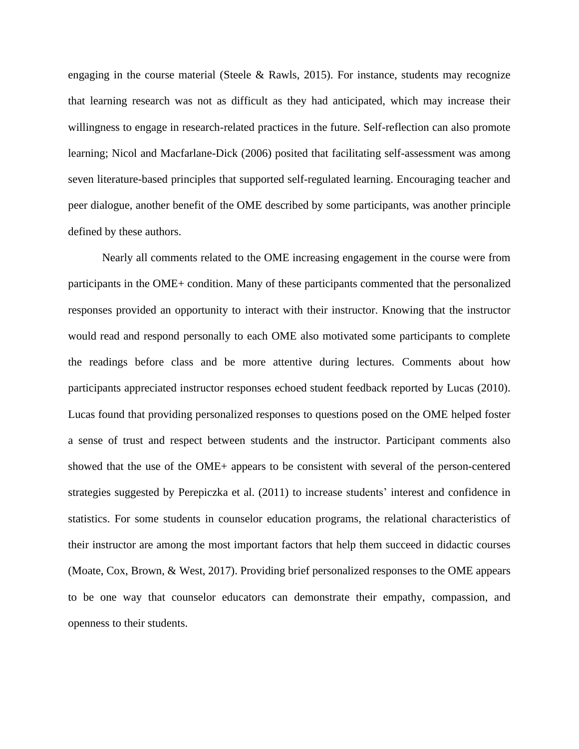engaging in the course material (Steele & Rawls, 2015). For instance, students may recognize that learning research was not as difficult as they had anticipated, which may increase their willingness to engage in research-related practices in the future. Self-reflection can also promote learning; Nicol and Macfarlane-Dick (2006) posited that facilitating self-assessment was among seven literature-based principles that supported self-regulated learning. Encouraging teacher and peer dialogue, another benefit of the OME described by some participants, was another principle defined by these authors.

Nearly all comments related to the OME increasing engagement in the course were from participants in the OME+ condition. Many of these participants commented that the personalized responses provided an opportunity to interact with their instructor. Knowing that the instructor would read and respond personally to each OME also motivated some participants to complete the readings before class and be more attentive during lectures. Comments about how participants appreciated instructor responses echoed student feedback reported by Lucas (2010). Lucas found that providing personalized responses to questions posed on the OME helped foster a sense of trust and respect between students and the instructor. Participant comments also showed that the use of the OME+ appears to be consistent with several of the person-centered strategies suggested by Perepiczka et al. (2011) to increase students' interest and confidence in statistics. For some students in counselor education programs, the relational characteristics of their instructor are among the most important factors that help them succeed in didactic courses (Moate, Cox, Brown, & West, 2017). Providing brief personalized responses to the OME appears to be one way that counselor educators can demonstrate their empathy, compassion, and openness to their students.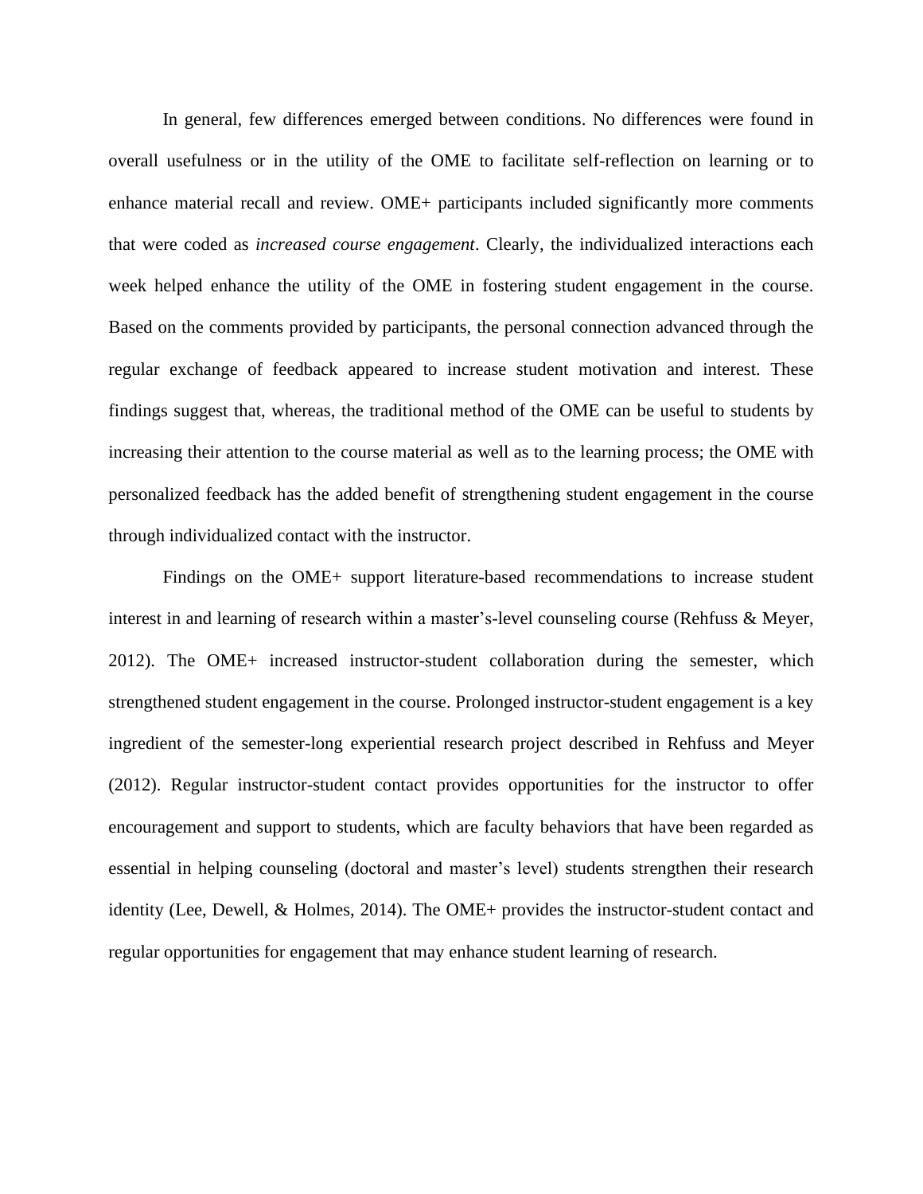In general, few differences emerged between conditions. No differences were found in overall usefulness or in the utility of the OME to facilitate self-reflection on learning or to enhance material recall and review. OME+ participants included significantly more comments that were coded as *increased course engagement*. Clearly, the individualized interactions each week helped enhance the utility of the OME in fostering student engagement in the course. Based on the comments provided by participants, the personal connection advanced through the regular exchange of feedback appeared to increase student motivation and interest. These findings suggest that, whereas, the traditional method of the OME can be useful to students by increasing their attention to the course material as well as to the learning process; the OME with personalized feedback has the added benefit of strengthening student engagement in the course through individualized contact with the instructor.

Findings on the OME+ support literature-based recommendations to increase student interest in and learning of research within a master's-level counseling course (Rehfuss & Meyer, 2012). The OME+ increased instructor-student collaboration during the semester, which strengthened student engagement in the course. Prolonged instructor-student engagement is a key ingredient of the semester-long experiential research project described in Rehfuss and Meyer (2012). Regular instructor-student contact provides opportunities for the instructor to offer encouragement and support to students, which are faculty behaviors that have been regarded as essential in helping counseling (doctoral and master's level) students strengthen their research identity (Lee, Dewell, & Holmes, 2014). The OME+ provides the instructor-student contact and regular opportunities for engagement that may enhance student learning of research.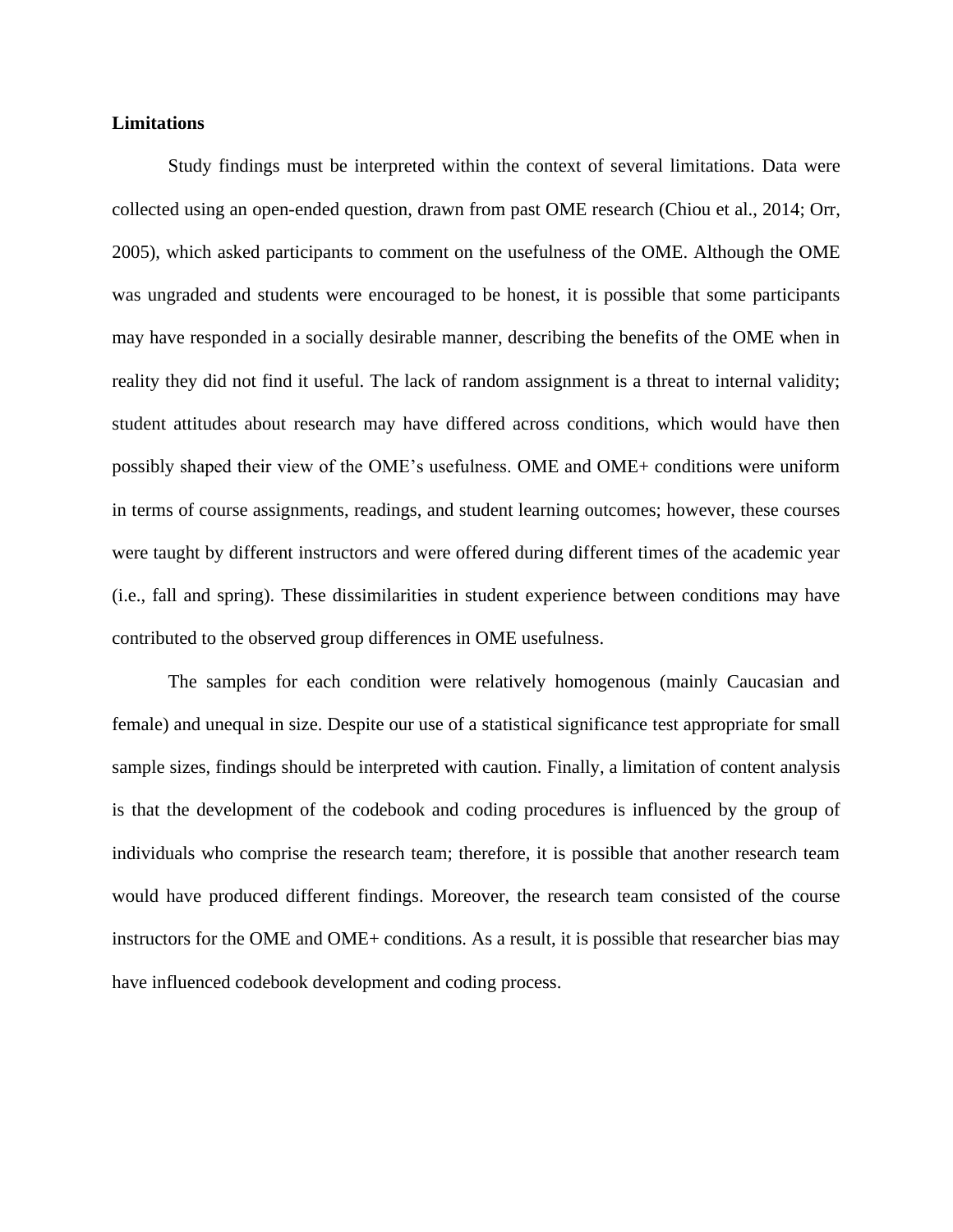**Limitations**

Study findings must be interpreted within the context of several limitations. Data were collected using an open-ended question, drawn from past OME research (Chiou et al., 2014; Orr, 2005), which asked participants to comment on the usefulness of the OME. Although the OME was ungraded and students were encouraged to be honest, it is possible that some participants may have responded in a socially desirable manner, describing the benefits of the OME when in reality they did not find it useful. The lack of random assignment is a threat to internal validity; student attitudes about research may have differed across conditions, which would have then possibly shaped their view of the OME's usefulness. OME and OME+ conditions were uniform in terms of course assignments, readings, and student learning outcomes; however, these courses were taught by different instructors and were offered during different times of the academic year (i.e., fall and spring). These dissimilarities in student experience between conditions may have contributed to the observed group differences in OME usefulness.

The samples for each condition were relatively homogenous (mainly Caucasian and female) and unequal in size. Despite our use of a statistical significance test appropriate for small sample sizes, findings should be interpreted with caution. Finally, a limitation of content analysis is that the development of the codebook and coding procedures is influenced by the group of individuals who comprise the research team; therefore, it is possible that another research team would have produced different findings. Moreover, the research team consisted of the course instructors for the OME and OME+ conditions. As a result, it is possible that researcher bias may have influenced codebook development and coding process.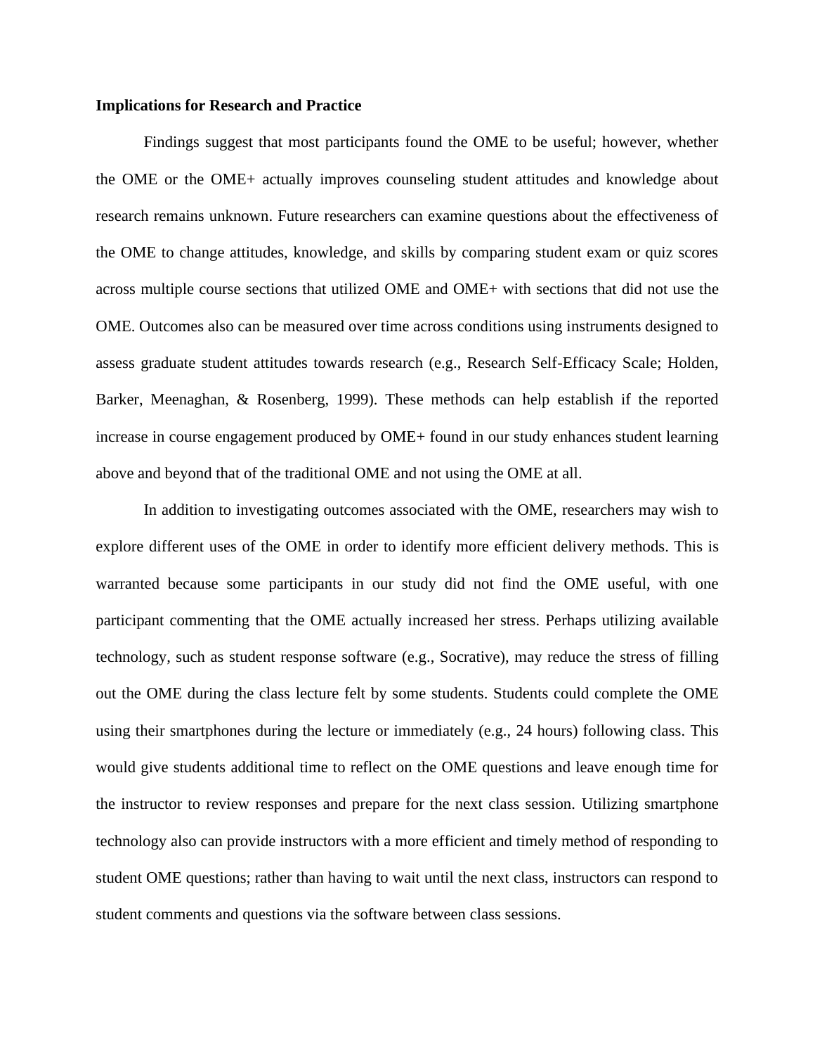**Implications for Research and Practice**

Findings suggest that most participants found the OME to be useful; however, whether the OME or the OME+ actually improves counseling student attitudes and knowledge about research remains unknown. Future researchers can examine questions about the effectiveness of the OME to change attitudes, knowledge, and skills by comparing student exam or quiz scores across multiple course sections that utilized OME and OME+ with sections that did not use the OME. Outcomes also can be measured over time across conditions using instruments designed to assess graduate student attitudes towards research (e.g., Research Self-Efficacy Scale; Holden, Barker, Meenaghan, & Rosenberg, 1999). These methods can help establish if the reported increase in course engagement produced by OME+ found in our study enhances student learning above and beyond that of the traditional OME and not using the OME at all.

In addition to investigating outcomes associated with the OME, researchers may wish to explore different uses of the OME in order to identify more efficient delivery methods. This is warranted because some participants in our study did not find the OME useful, with one participant commenting that the OME actually increased her stress. Perhaps utilizing available technology, such as student response software (e.g., Socrative), may reduce the stress of filling out the OME during the class lecture felt by some students. Students could complete the OME using their smartphones during the lecture or immediately (e.g., 24 hours) following class. This would give students additional time to reflect on the OME questions and leave enough time for the instructor to review responses and prepare for the next class session. Utilizing smartphone technology also can provide instructors with a more efficient and timely method of responding to student OME questions; rather than having to wait until the next class, instructors can respond to student comments and questions via the software between class sessions.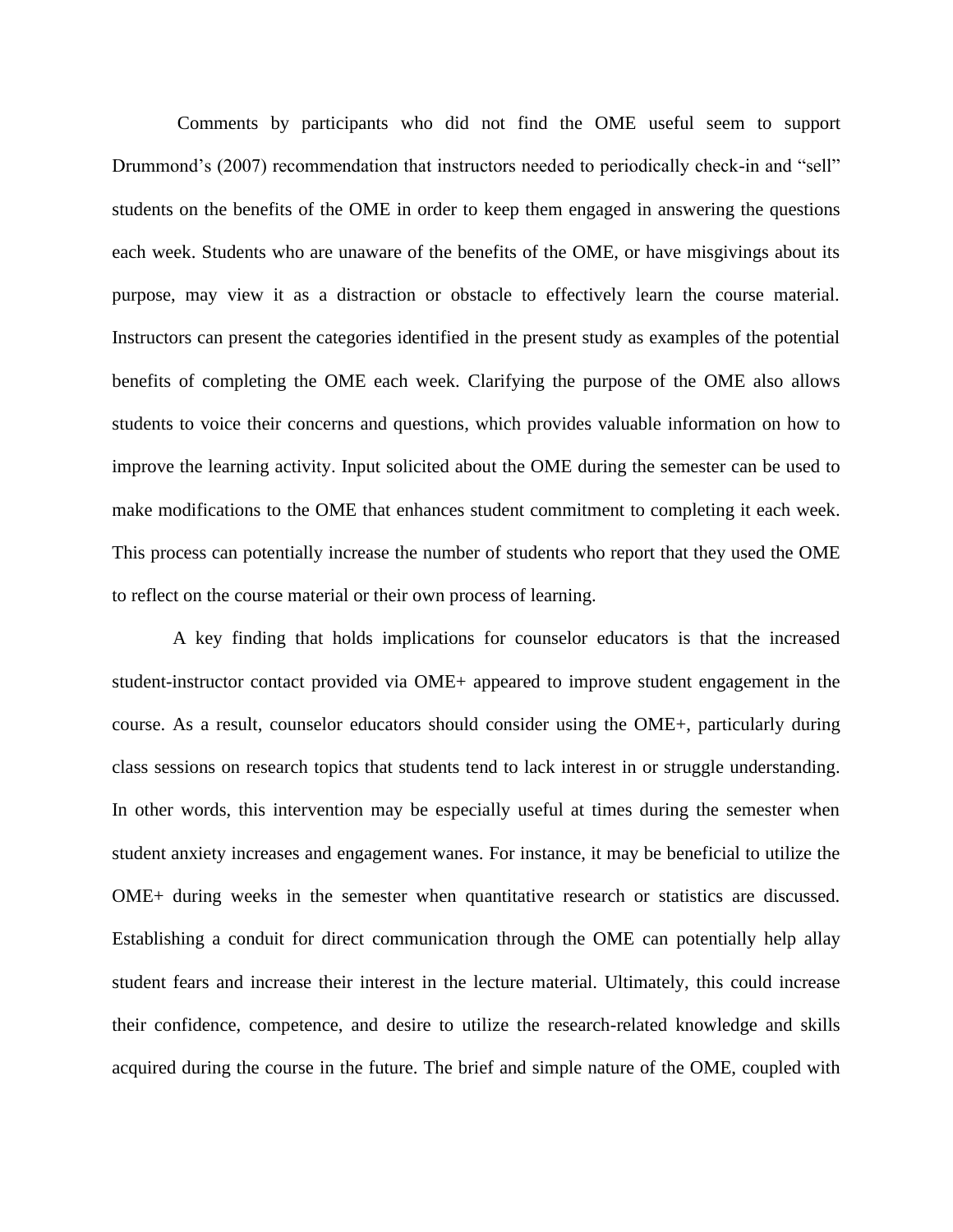Comments by participants who did not find the OME useful seem to support Drummond's (2007) recommendation that instructors needed to periodically check-in and "sell" students on the benefits of the OME in order to keep them engaged in answering the questions each week. Students who are unaware of the benefits of the OME, or have misgivings about its purpose, may view it as a distraction or obstacle to effectively learn the course material. Instructors can present the categories identified in the present study as examples of the potential benefits of completing the OME each week. Clarifying the purpose of the OME also allows students to voice their concerns and questions, which provides valuable information on how to improve the learning activity. Input solicited about the OME during the semester can be used to make modifications to the OME that enhances student commitment to completing it each week. This process can potentially increase the number of students who report that they used the OME to reflect on the course material or their own process of learning.

A key finding that holds implications for counselor educators is that the increased student-instructor contact provided via OME+ appeared to improve student engagement in the course. As a result, counselor educators should consider using the OME+, particularly during class sessions on research topics that students tend to lack interest in or struggle understanding. In other words, this intervention may be especially useful at times during the semester when student anxiety increases and engagement wanes. For instance, it may be beneficial to utilize the OME+ during weeks in the semester when quantitative research or statistics are discussed. Establishing a conduit for direct communication through the OME can potentially help allay student fears and increase their interest in the lecture material. Ultimately, this could increase their confidence, competence, and desire to utilize the research-related knowledge and skills acquired during the course in the future. The brief and simple nature of the OME, coupled with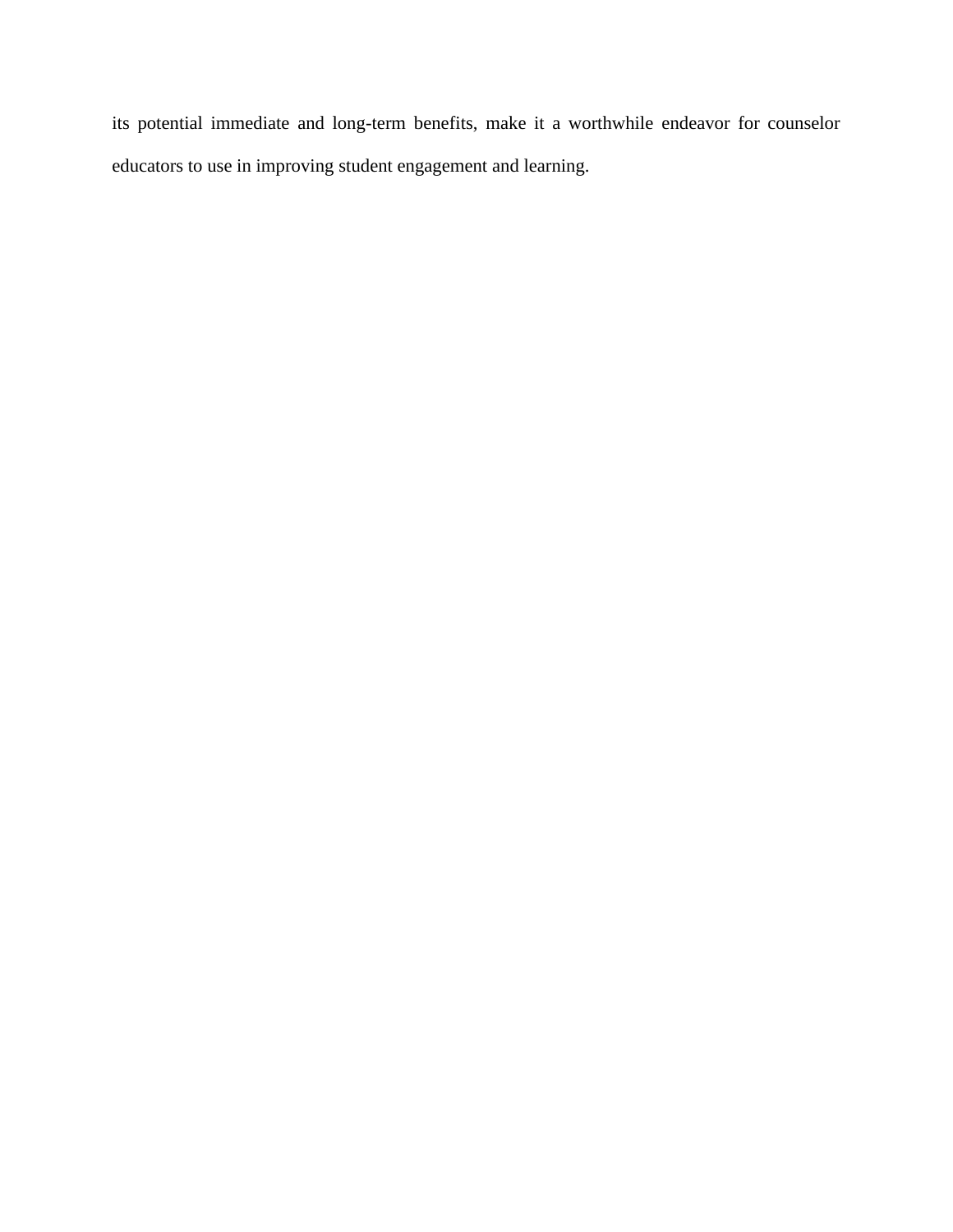its potential immediate and long-term benefits, make it a worthwhile endeavor for counselor educators to use in improving student engagement and learning.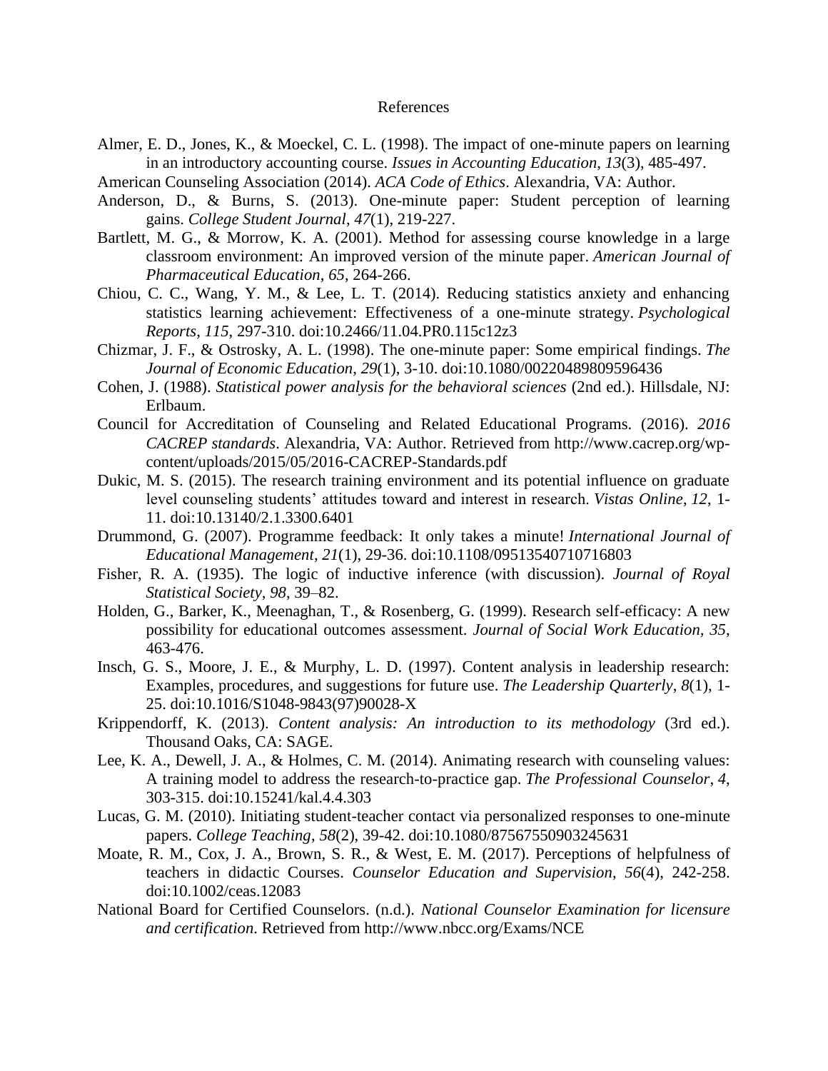# References

Almer, E. D., Jones, K., & Moeckel, C. L. (1998). The impact of one-minute papers on learning in an introductory accounting course. *Issues in Accounting Education*, *13*(3), 485-497.

American Counseling Association (2014). *ACA Code of Ethics*. Alexandria, VA: Author.

Anderson, D., & Burns, S. (2013). One-minute paper: Student perception of learning gains. *College Student Journal*, *47*(1), 219-227.

Bartlett, M. G., & Morrow, K. A. (2001). Method for assessing course knowledge in a large classroom environment: An improved version of the minute paper. *American Journal of Pharmaceutical Education*, *65*, 264-266.

Chiou, C. C., Wang, Y. M., & Lee, L. T. (2014). Reducing statistics anxiety and enhancing statistics learning achievement: Effectiveness of a one-minute strategy. *Psychological Reports*, *115*, 297-310. doi:10.2466/11.04.PR0.115c12z3

Chizmar, J. F., & Ostrosky, A. L. (1998). The one-minute paper: Some empirical findings. *The Journal of Economic Education*, *29*(1), 3-10. doi:10.1080/00220489809596436

Cohen, J. (1988). *Statistical power analysis for the behavioral sciences* (2nd ed.). Hillsdale, NJ: Erlbaum.

Council for Accreditation of Counseling and Related Educational Programs. (2016). *2016 CACREP standards*. Alexandria, VA: Author. Retrieved from http://www.cacrep.org/wp-content/uploads/2015/05/2016-CACREP-Standards.pdf

Dukic, M. S. (2015). The research training environment and its potential influence on graduate level counseling students' attitudes toward and interest in research. *Vistas Online*, *12*, 1-11. doi:10.13140/2.1.3300.6401

Drummond, G. (2007). Programme feedback: It only takes a minute! *International Journal of Educational Management*, *21*(1), 29-36. doi:10.1108/09513540710716803

Fisher, R. A. (1935). The logic of inductive inference (with discussion). *Journal of Royal Statistical Society*, *98*, 39–82.

Holden, G., Barker, K., Meenaghan, T., & Rosenberg, G. (1999). Research self-efficacy: A new possibility for educational outcomes assessment. *Journal of Social Work Education*, *35*, 463-476.

Insch, G. S., Moore, J. E., & Murphy, L. D. (1997). Content analysis in leadership research: Examples, procedures, and suggestions for future use. *The Leadership Quarterly*, *8*(1), 1-25. doi:10.1016/S1048-9843(97)90028-X

Krippendorff, K. (2013). *Content analysis: An introduction to its methodology* (3rd ed.). Thousand Oaks, CA: SAGE.

Lee, K. A., Dewell, J. A., & Holmes, C. M. (2014). Animating research with counseling values: A training model to address the research-to-practice gap. *The Professional Counselor*, *4*, 303-315. doi:10.15241/kal.4.4.303

Lucas, G. M. (2010). Initiating student-teacher contact via personalized responses to one-minute papers. *College Teaching*, *58*(2), 39-42. doi:10.1080/87567550903245631

Moate, R. M., Cox, J. A., Brown, S. R., & West, E. M. (2017). Perceptions of helpfulness of teachers in didactic Courses. *Counselor Education and Supervision*, *56*(4), 242-258. doi:10.1002/ceas.12083

National Board for Certified Counselors. (n.d.). *National Counselor Examination for licensure and certification*. Retrieved from http://www.nbcc.org/Exams/NCE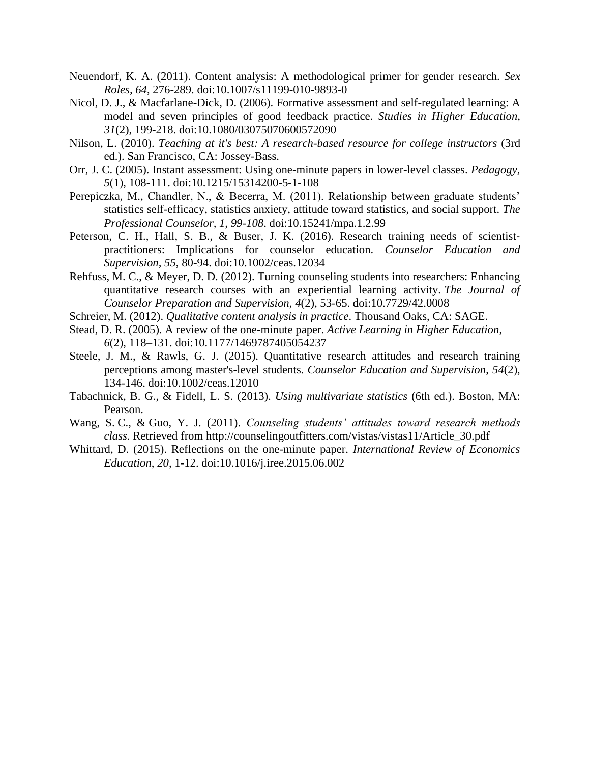Neuendorf, K. A. (2011). Content analysis: A methodological primer for gender research. *Sex Roles*, *64*, 276-289. doi:10.1007/s11199-010-9893-0

Nicol, D. J., & Macfarlane-Dick, D. (2006). Formative assessment and self-regulated learning: A model and seven principles of good feedback practice. *Studies in Higher Education*, *31*(2), 199-218. doi:10.1080/03075070600572090

Nilson, L. (2010). *Teaching at it's best: A research-based resource for college instructors* (3rd ed.). San Francisco, CA: Jossey-Bass.

Orr, J. C. (2005). Instant assessment: Using one-minute papers in lower-level classes. *Pedagogy*, *5*(1), 108-111. doi:10.1215/15314200-5-1-108

Perepiczka, M., Chandler, N., & Becerra, M. (2011). Relationship between graduate students' statistics self-efficacy, statistics anxiety, attitude toward statistics, and social support. *The Professional Counselor*, *1*, *99-108*. doi:10.15241/mpa.1.2.99

Peterson, C. H., Hall, S. B., & Buser, J. K. (2016). Research training needs of scientist-practitioners: Implications for counselor education. *Counselor Education and Supervision*, *55*, 80-94. doi:10.1002/ceas.12034

Rehfuss, M. C., & Meyer, D. D. (2012). Turning counseling students into researchers: Enhancing quantitative research courses with an experiential learning activity. *The Journal of Counselor Preparation and Supervision*, *4*(2), 53-65. doi:10.7729/42.0008

Schreier, M. (2012). *Qualitative content analysis in practice*. Thousand Oaks, CA: SAGE.

Stead, D. R. (2005). A review of the one-minute paper. *Active Learning in Higher Education*, *6*(2), 118–131. doi:10.1177/1469787405054237

Steele, J. M., & Rawls, G. J. (2015). Quantitative research attitudes and research training perceptions among master's-level students. *Counselor Education and Supervision*, *54*(2), 134-146. doi:10.1002/ceas.12010

Tabachnick, B. G., & Fidell, L. S. (2013). *Using multivariate statistics* (6th ed.). Boston, MA: Pearson.

Wang, S. C., & Guo, Y. J. (2011). *Counseling students' attitudes toward research methods class.* Retrieved from http://counselingoutfitters.com/vistas/vistas11/Article_30.pdf

Whittard, D. (2015). Reflections on the one-minute paper. *International Review of Economics Education*, *20*, 1-12. doi:10.1016/j.iree.2015.06.002